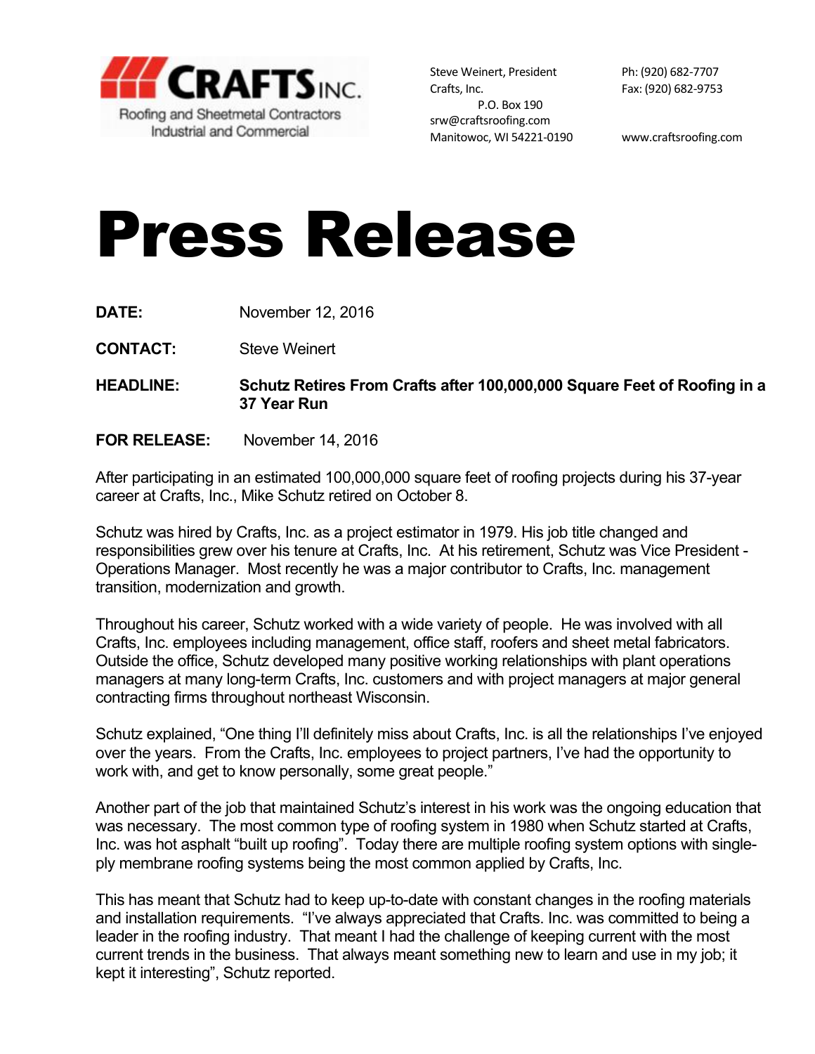**CRAFTS INC.**
Roofing and Sheetmetal Contractors
Industrial and Commercial

Steve Weinert, President
Crafts, Inc.
P.O. Box 190
srw@craftsroofing.com
Manitowoc, WI 54221-0190

Ph: (920) 682-7707
Fax: (920) 682-9753

www.craftsroofing.com

# Press Release

**DATE:** November 12, 2016

**CONTACT:** Steve Weinert

**HEADLINE:** **Schutz Retires From Crafts after 100,000,000 Square Feet of Roofing in a 37 Year Run**

**FOR RELEASE:** November 14, 2016

After participating in an estimated 100,000,000 square feet of roofing projects during his 37-year career at Crafts, Inc., Mike Schutz retired on October 8.

Schutz was hired by Crafts, Inc. as a project estimator in 1979. His job title changed and responsibilities grew over his tenure at Crafts, Inc. At his retirement, Schutz was Vice President - Operations Manager. Most recently he was a major contributor to Crafts, Inc. management transition, modernization and growth.

Throughout his career, Schutz worked with a wide variety of people. He was involved with all Crafts, Inc. employees including management, office staff, roofers and sheet metal fabricators. Outside the office, Schutz developed many positive working relationships with plant operations managers at many long-term Crafts, Inc. customers and with project managers at major general contracting firms throughout northeast Wisconsin.

Schutz explained, "One thing I'll definitely miss about Crafts, Inc. is all the relationships I've enjoyed over the years. From the Crafts, Inc. employees to project partners, I've had the opportunity to work with, and get to know personally, some great people."

Another part of the job that maintained Schutz's interest in his work was the ongoing education that was necessary. The most common type of roofing system in 1980 when Schutz started at Crafts, Inc. was hot asphalt "built up roofing". Today there are multiple roofing system options with single-ply membrane roofing systems being the most common applied by Crafts, Inc.

This has meant that Schutz had to keep up-to-date with constant changes in the roofing materials and installation requirements. "I've always appreciated that Crafts. Inc. was committed to being a leader in the roofing industry. That meant I had the challenge of keeping current with the most current trends in the business. That always meant something new to learn and use in my job; it kept it interesting", Schutz reported.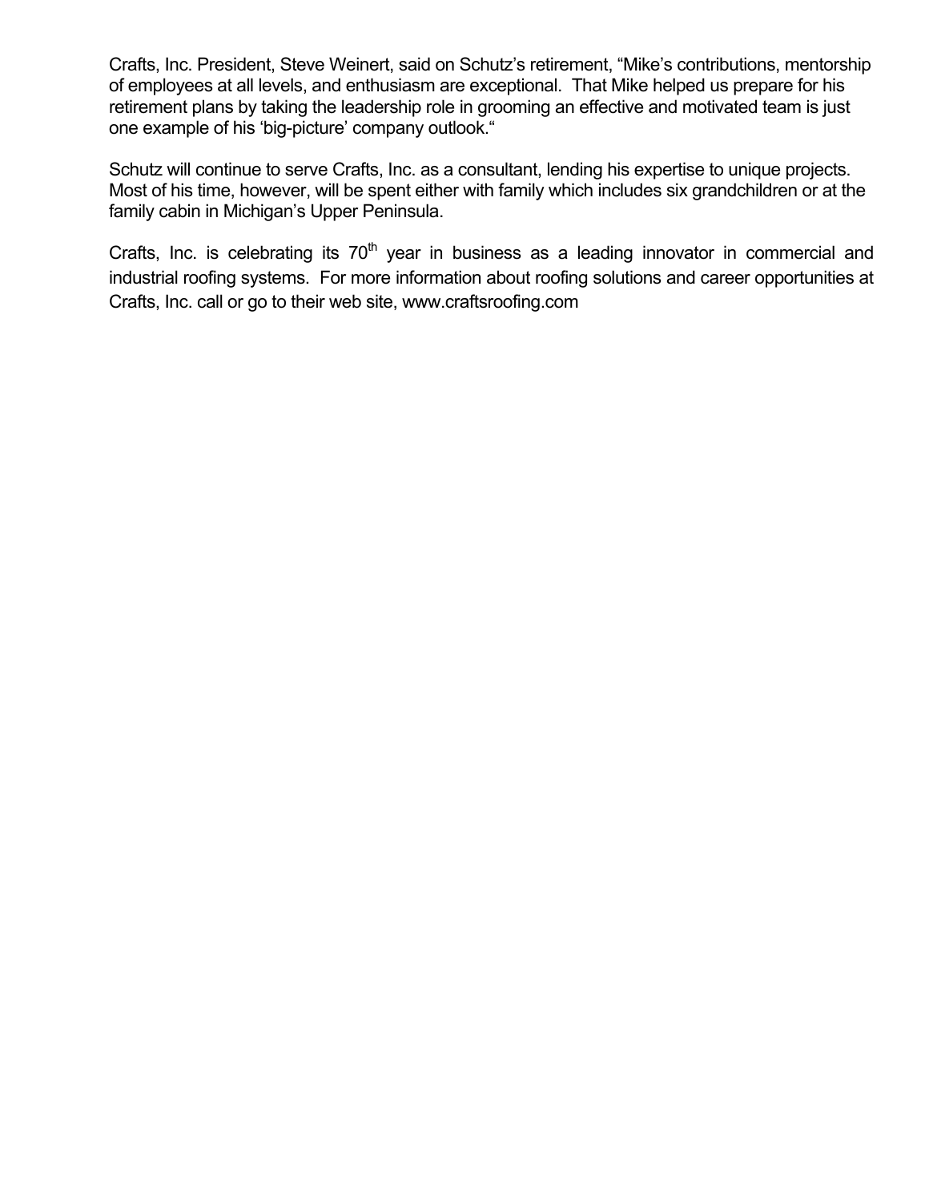Crafts, Inc. President, Steve Weinert, said on Schutz's retirement, "Mike's contributions, mentorship of employees at all levels, and enthusiasm are exceptional. That Mike helped us prepare for his retirement plans by taking the leadership role in grooming an effective and motivated team is just one example of his 'big-picture' company outlook."

Schutz will continue to serve Crafts, Inc. as a consultant, lending his expertise to unique projects. Most of his time, however, will be spent either with family which includes six grandchildren or at the family cabin in Michigan's Upper Peninsula.

Crafts, Inc. is celebrating its 70th year in business as a leading innovator in commercial and industrial roofing systems. For more information about roofing solutions and career opportunities at Crafts, Inc. call or go to their web site, www.craftsroofing.com